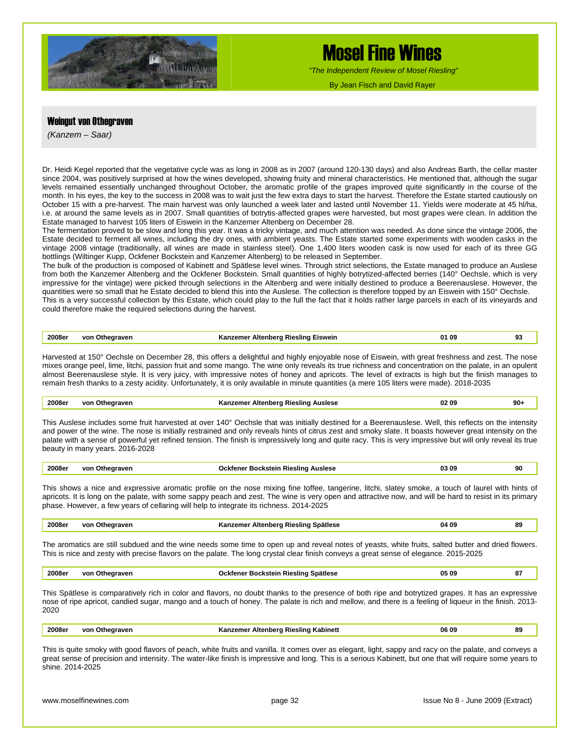# Mosel Fine Wines

*"The Independent Review of Mosel Riesling"*

By Jean Fisch and David Rayer

## Weingut von Othegraven

*(Kanzem – Saar)*

Dr. Heidi Kegel reported that the vegetative cycle was as long in 2008 as in 2007 (around 120-130 days) and also Andreas Barth, the cellar master since 2004, was positively surprised at how the wines developed, showing fruity and mineral characteristics. He mentioned that, although the sugar levels remained essentially unchanged throughout October, the aromatic profile of the grapes improved quite significantly in the course of the month. In his eyes, the key to the success in 2008 was to wait just the few extra days to start the harvest. Therefore the Estate started cautiously on October 15 with a pre-harvest. The main harvest was only launched a week later and lasted until November 11. Yields were moderate at 45 hl/ha, i.e. at around the same levels as in 2007. Small quantities of botrytis-affected grapes were harvested, but most grapes were clean. In addition the Estate managed to harvest 105 liters of Eiswein in the Kanzemer Altenberg on December 28.

The fermentation proved to be slow and long this year. It was a tricky vintage, and much attention was needed. As done since the vintage 2006, the Estate decided to ferment all wines, including the dry ones, with ambient yeasts. The Estate started some experiments with wooden casks in the vintage 2008 vintage (traditionally, all wines are made in stainless steel). One 1,400 liters wooden cask is now used for each of its three GG bottlings (Wiltinger Kupp, Ockfener Bockstein and Kanzemer Altenberg) to be released in September.

The bulk of the production is composed of Kabinett and Spätlese level wines. Through strict selections, the Estate managed to produce an Auslese from both the Kanzemer Altenberg and the Ockfener Bockstein. Small quantities of highly botrytized-affected berries (140° Oechsle, which is very impressive for the vintage) were picked through selections in the Altenberg and were initially destined to produce a Beerenauslese. However, the quantities were so small that he Estate decided to blend this into the Auslese. The collection is therefore topped by an Eiswein with 150° Oechsle.

This is a very successful collection by this Estate, which could play to the full the fact that it holds rather large parcels in each of its vineyards and could therefore make the required selections during the harvest.

| | | | | |
|---|---|---|---|---|
| **2008er** | **von Othegraven** | **Kanzemer Altenberg Riesling Eiswein** | **01 09** | **93** |

Harvested at 150° Oechsle on December 28, this offers a delightful and highly enjoyable nose of Eiswein, with great freshness and zest. The nose mixes orange peel, lime, litchi, passion fruit and some mango. The wine only reveals its true richness and concentration on the palate, in an opulent almost Beerenauslese style. It is very juicy, with impressive notes of honey and apricots. The level of extracts is high but the finish manages to remain fresh thanks to a zesty acidity. Unfortunately, it is only available in minute quantities (a mere 105 liters were made). 2018-2035

| | | | | |
|---|---|---|---|---|
| **2008er** | **von Othegraven** | **Kanzemer Altenberg Riesling Auslese** | **02 09** | **90+** |

This Auslese includes some fruit harvested at over 140° Oechsle that was initially destined for a Beerenauslese. Well, this reflects on the intensity and power of the wine. The nose is initially restrained and only reveals hints of citrus zest and smoky slate. It boasts however great intensity on the palate with a sense of powerful yet refined tension. The finish is impressively long and quite racy. This is very impressive but will only reveal its true beauty in many years. 2016-2028

| | | | | |
|---|---|---|---|---|
| **2008er** | **von Othegraven** | **Ockfener Bockstein Riesling Auslese** | **03 09** | **90** |

This shows a nice and expressive aromatic profile on the nose mixing fine toffee, tangerine, litchi, slatey smoke, a touch of laurel with hints of apricots. It is long on the palate, with some sappy peach and zest. The wine is very open and attractive now, and will be hard to resist in its primary phase. However, a few years of cellaring will help to integrate its richness. 2014-2025

| | | | | |
|---|---|---|---|---|
| **2008er** | **von Othegraven** | **Kanzemer Altenberg Riesling Spätlese** | **04 09** | **89** |

The aromatics are still subdued and the wine needs some time to open up and reveal notes of yeasts, white fruits, salted butter and dried flowers. This is nice and zesty with precise flavors on the palate. The long crystal clear finish conveys a great sense of elegance. 2015-2025

| | | | | |
|---|---|---|---|---|
| **2008er** | **von Othegraven** | **Ockfener Bockstein Riesling Spätlese** | **05 09** | **87** |

This Spätlese is comparatively rich in color and flavors, no doubt thanks to the presence of both ripe and botrytized grapes. It has an expressive nose of ripe apricot, candied sugar, mango and a touch of honey. The palate is rich and mellow, and there is a feeling of liqueur in the finish. 2013-2020

| | | | | |
|---|---|---|---|---|
| **2008er** | **von Othegraven** | **Kanzemer Altenberg Riesling Kabinett** | **06 09** | **89** |

This is quite smoky with good flavors of peach, white fruits and vanilla. It comes over as elegant, light, sappy and racy on the palate, and conveys a great sense of precision and intensity. The water-like finish is impressive and long. This is a serious Kabinett, but one that will require some years to shine. 2014-2025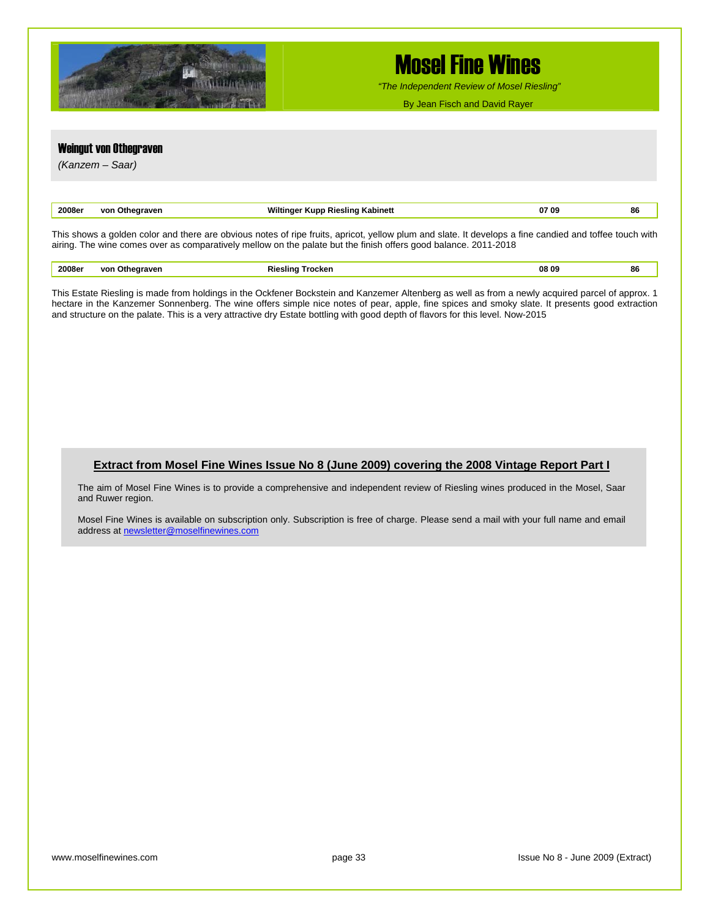# Mosel Fine Wines

*"The Independent Review of Mosel Riesling"*

By Jean Fisch and David Rayer

## Weingut von Othegraven

*(Kanzem – Saar)*

| | | | | |
|---|---|---|---|---|
| **2008er** | **von Othegraven** | **Wiltinger Kupp Riesling Kabinett** | **07 09** | **86** |

This shows a golden color and there are obvious notes of ripe fruits, apricot, yellow plum and slate. It develops a fine candied and toffee touch with airing. The wine comes over as comparatively mellow on the palate but the finish offers good balance. 2011-2018

| | | | | |
|---|---|---|---|---|
| **2008er** | **von Othegraven** | **Riesling Trocken** | **08 09** | **86** |

This Estate Riesling is made from holdings in the Ockfener Bockstein and Kanzemer Altenberg as well as from a newly acquired parcel of approx. 1 hectare in the Kanzemer Sonnenberg. The wine offers simple nice notes of pear, apple, fine spices and smoky slate. It presents good extraction and structure on the palate. This is a very attractive dry Estate bottling with good depth of flavors for this level. Now-2015

**Extract from Mosel Fine Wines Issue No 8 (June 2009) covering the 2008 Vintage Report Part I**

The aim of Mosel Fine Wines is to provide a comprehensive and independent review of Riesling wines produced in the Mosel, Saar and Ruwer region.

Mosel Fine Wines is available on subscription only. Subscription is free of charge. Please send a mail with your full name and email address at newsletter@moselfinewines.com